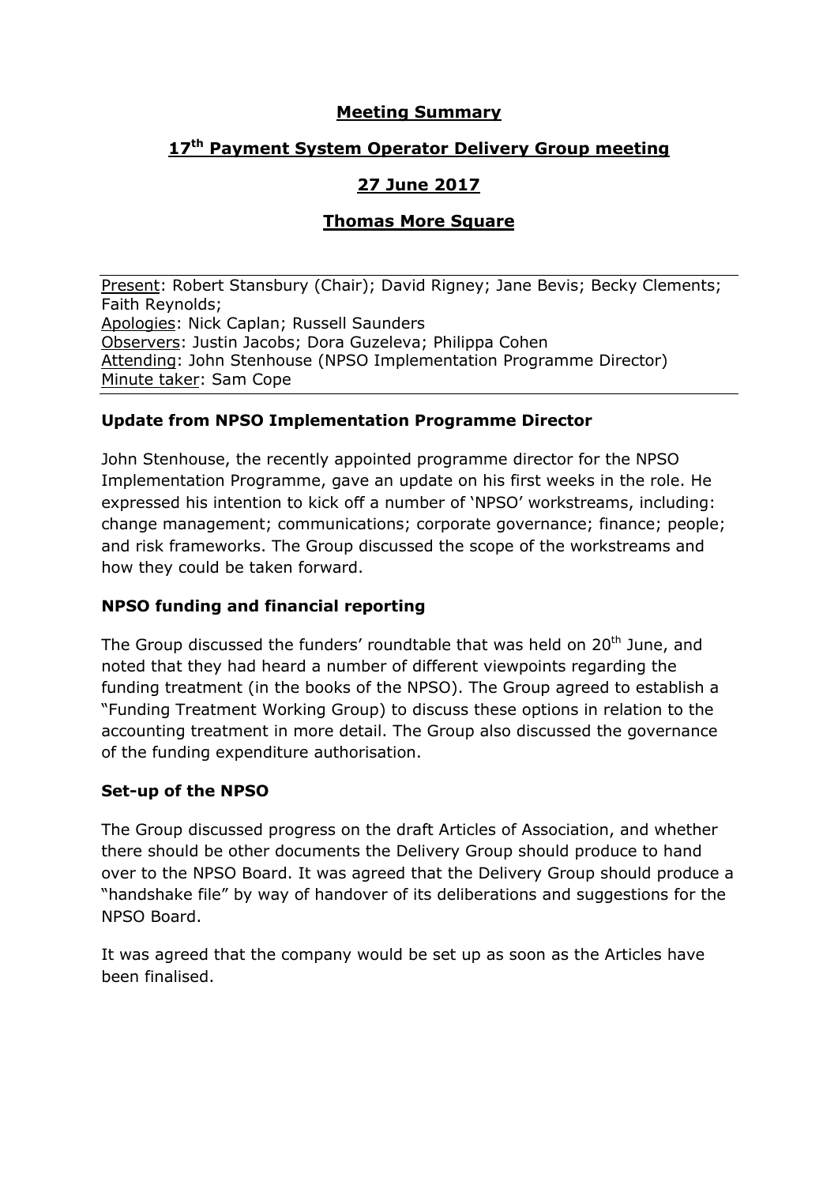# Meeting Summary

## 17th Payment System Operator Delivery Group meeting

## 27 June 2017

## Thomas More Square

Present: Robert Stansbury (Chair); David Rigney; Jane Bevis; Becky Clements; Faith Reynolds;
Apologies: Nick Caplan; Russell Saunders
Observers: Justin Jacobs; Dora Guzeleva; Philippa Cohen
Attending: John Stenhouse (NPSO Implementation Programme Director)
Minute taker: Sam Cope

### Update from NPSO Implementation Programme Director

John Stenhouse, the recently appointed programme director for the NPSO Implementation Programme, gave an update on his first weeks in the role. He expressed his intention to kick off a number of 'NPSO' workstreams, including: change management; communications; corporate governance; finance; people; and risk frameworks. The Group discussed the scope of the workstreams and how they could be taken forward.

### NPSO funding and financial reporting

The Group discussed the funders' roundtable that was held on 20th June, and noted that they had heard a number of different viewpoints regarding the funding treatment (in the books of the NPSO). The Group agreed to establish a "Funding Treatment Working Group) to discuss these options in relation to the accounting treatment in more detail. The Group also discussed the governance of the funding expenditure authorisation.

### Set-up of the NPSO

The Group discussed progress on the draft Articles of Association, and whether there should be other documents the Delivery Group should produce to hand over to the NPSO Board. It was agreed that the Delivery Group should produce a "handshake file" by way of handover of its deliberations and suggestions for the NPSO Board.

It was agreed that the company would be set up as soon as the Articles have been finalised.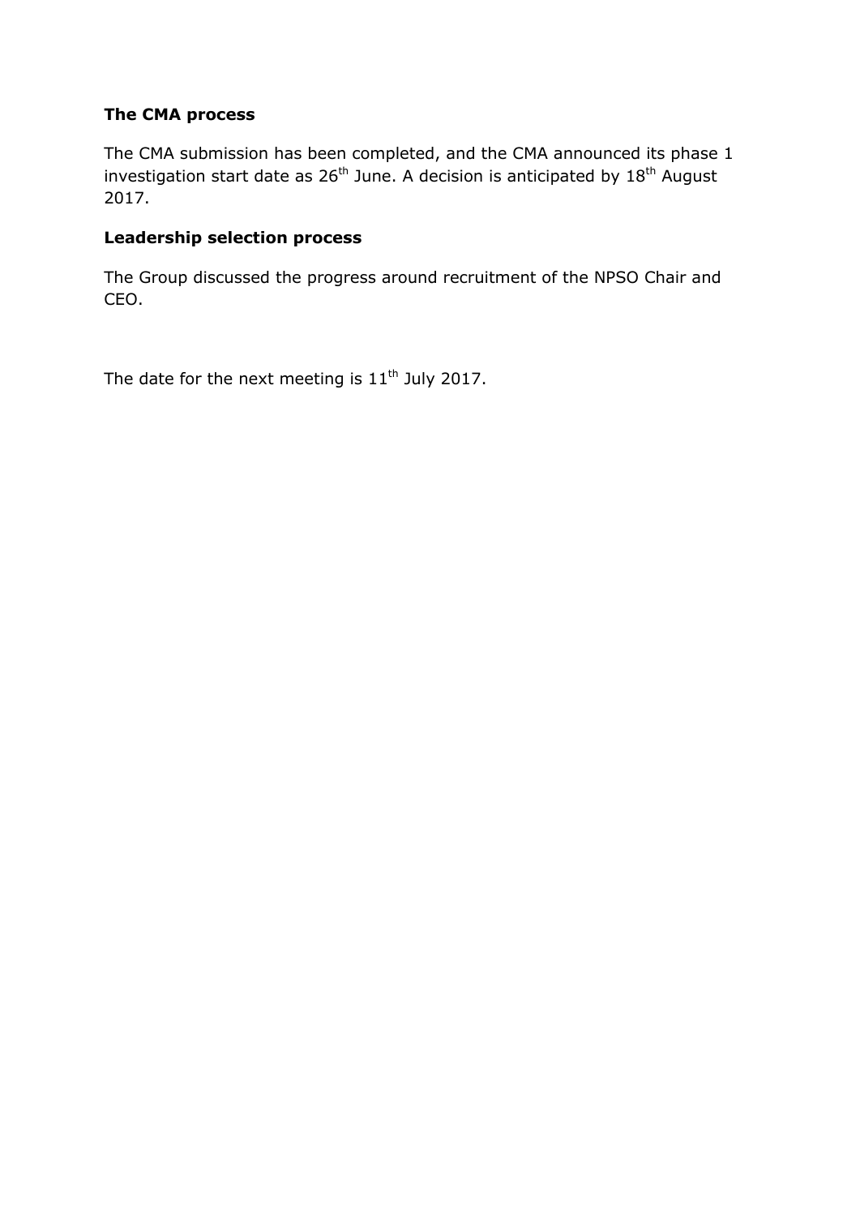**The CMA process**

The CMA submission has been completed, and the CMA announced its phase 1 investigation start date as 26th June. A decision is anticipated by 18th August 2017.

**Leadership selection process**

The Group discussed the progress around recruitment of the NPSO Chair and CEO.

The date for the next meeting is 11th July 2017.